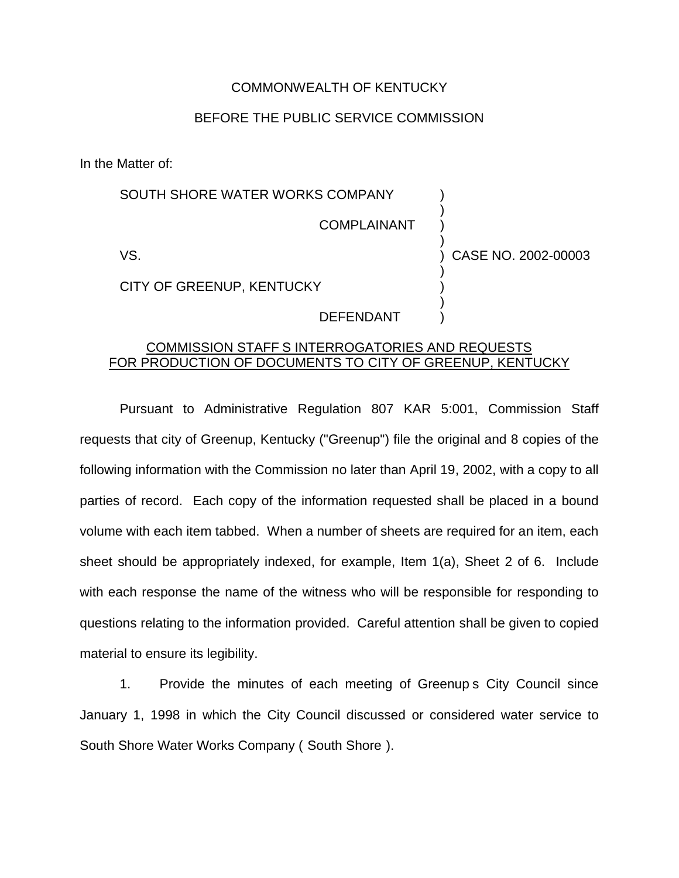COMMONWEALTH OF KENTUCKY

BEFORE THE PUBLIC SERVICE COMMISSION

In the Matter of:

| | | |
|---|---|---|
| SOUTH SHORE WATER WORKS COMPANY | ) | |
| COMPLAINANT | ) | |
| VS. | ) | CASE NO. 2002-00003 |
| CITY OF GREENUP, KENTUCKY | ) | |
| DEFENDANT | ) | |

COMMISSION STAFF S INTERROGATORIES AND REQUESTS FOR PRODUCTION OF DOCUMENTS TO CITY OF GREENUP, KENTUCKY

Pursuant to Administrative Regulation 807 KAR 5:001, Commission Staff requests that city of Greenup, Kentucky ("Greenup") file the original and 8 copies of the following information with the Commission no later than April 19, 2002, with a copy to all parties of record. Each copy of the information requested shall be placed in a bound volume with each item tabbed. When a number of sheets are required for an item, each sheet should be appropriately indexed, for example, Item 1(a), Sheet 2 of 6. Include with each response the name of the witness who will be responsible for responding to questions relating to the information provided. Careful attention shall be given to copied material to ensure its legibility.

1. Provide the minutes of each meeting of Greenup s City Council since January 1, 1998 in which the City Council discussed or considered water service to South Shore Water Works Company ( South Shore ).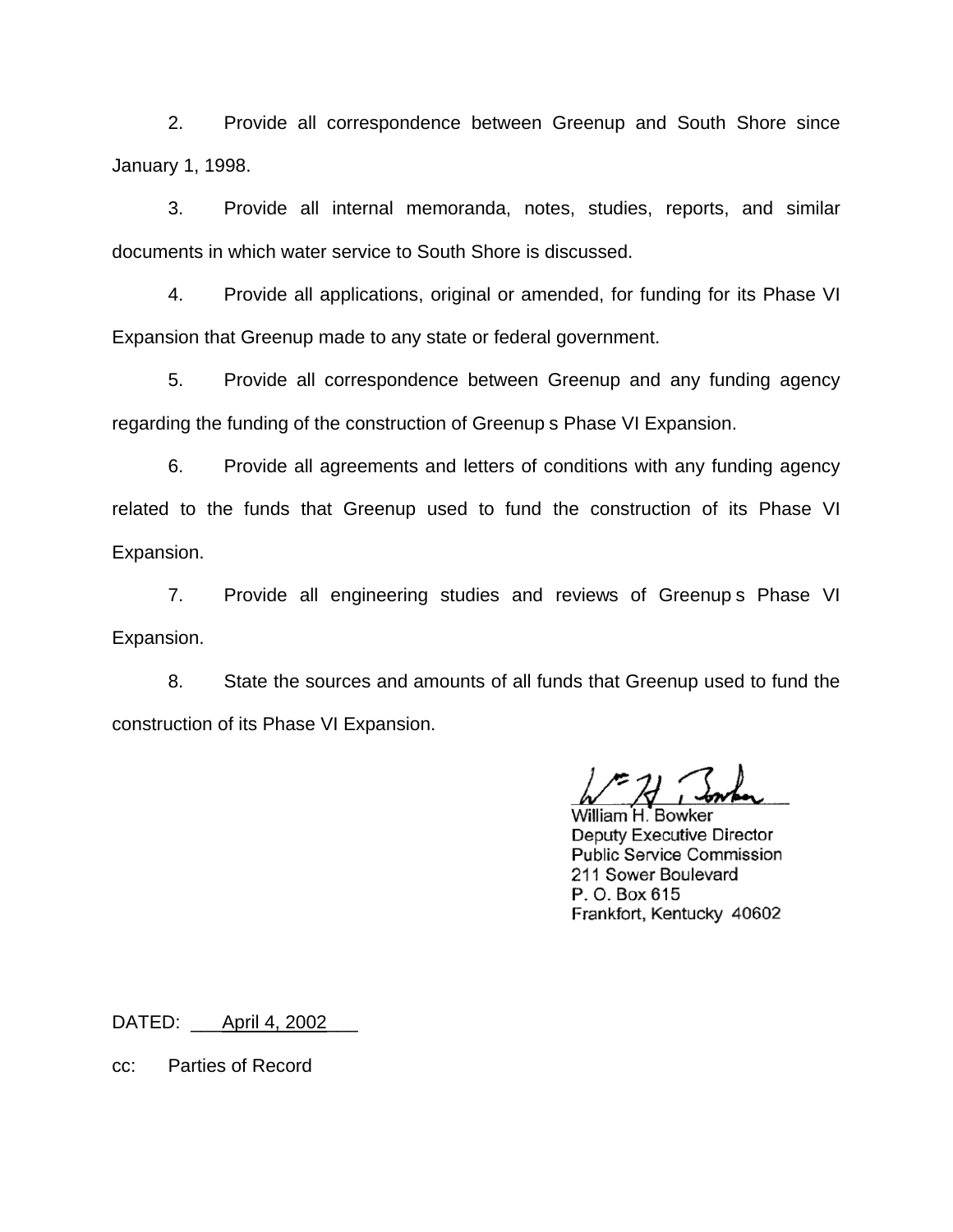2. Provide all correspondence between Greenup and South Shore since January 1, 1998.

3. Provide all internal memoranda, notes, studies, reports, and similar documents in which water service to South Shore is discussed.

4. Provide all applications, original or amended, for funding for its Phase VI Expansion that Greenup made to any state or federal government.

5. Provide all correspondence between Greenup and any funding agency regarding the funding of the construction of Greenup s Phase VI Expansion.

6. Provide all agreements and letters of conditions with any funding agency related to the funds that Greenup used to fund the construction of its Phase VI Expansion.

7. Provide all engineering studies and reviews of Greenup s Phase VI Expansion.

8. State the sources and amounts of all funds that Greenup used to fund the construction of its Phase VI Expansion.

William H. Bowker
Deputy Executive Director
Public Service Commission
211 Sower Boulevard
P. O. Box 615
Frankfort, Kentucky 40602

DATED: April 4, 2002

cc: Parties of Record